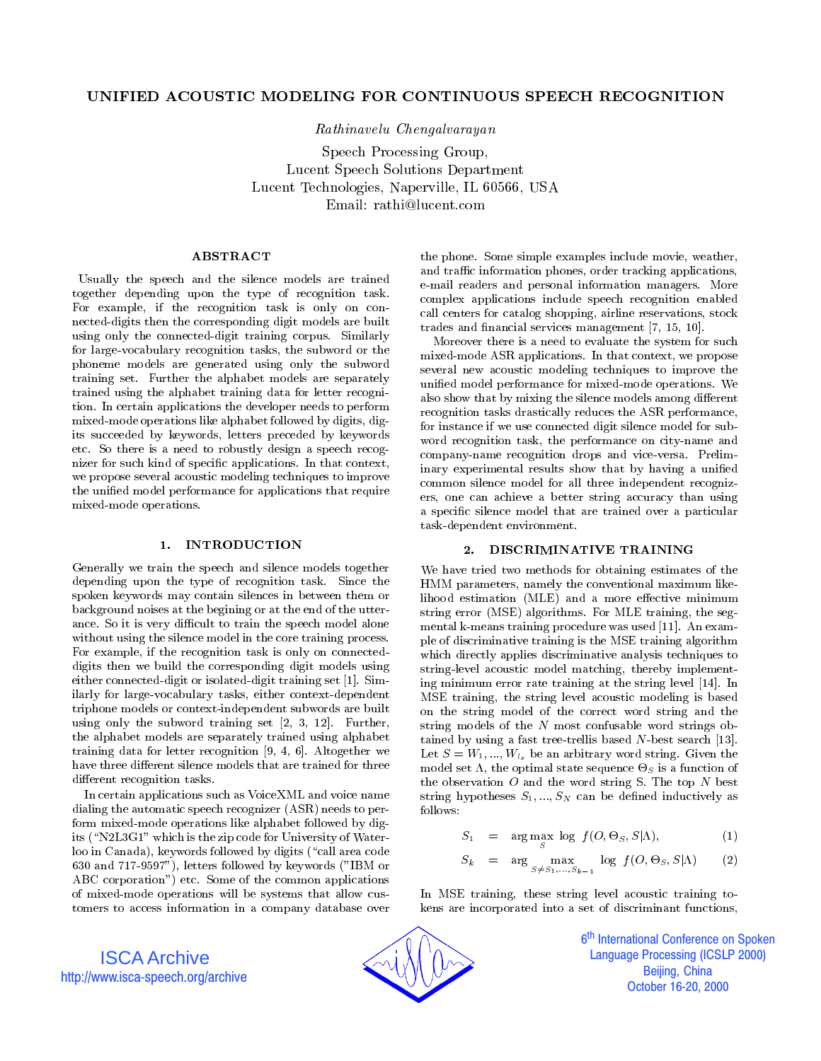# UNIFIED ACOUSTIC MODELING FOR CONTINUOUS SPEECH RECOGNITION

*Rathinavelu Chengalvarayan*

Speech Processing Group,
Lucent Speech Solutions Department
Lucent Technologies, Naperville, IL 60566, USA
Email: rathi@lucent.com

## ABSTRACT

Usually the speech and the silence models are trained together depending upon the type of recognition task. For example, if the recognition task is only on connected-digits then the corresponding digit models are built using only the connected-digit training corpus. Similarly for large-vocabulary recognition tasks, the subword or the phoneme models are generated using only the subword training set. Further the alphabet models are separately trained using the alphabet training data for letter recognition. In certain applications the developer needs to perform mixed-mode operations like alphabet followed by digits, digits succeeded by keywords, letters preceded by keywords etc. So there is a need to robustly design a speech recognizer for such kind of specific applications. In that context, we propose several acoustic modeling techniques to improve the unified model performance for applications that require mixed-mode operations.

## 1. INTRODUCTION

Generally we train the speech and silence models together depending upon the type of recognition task. Since the spoken keywords may contain silences in between them or background noises at the begining or at the end of the utterance. So it is very difficult to train the speech model alone without using the silence model in the core training process. For example, if the recognition task is only on connected-digits then we build the corresponding digit models using either connected-digit or isolated-digit training set [1]. Similarly for large-vocabulary tasks, either context-dependent triphone models or context-independent subwords are built using only the subword training set [2, 3, 12]. Further, the alphabet models are separately trained using alphabet training data for letter recognition [9, 4, 6]. Altogether we have three different silence models that are trained for three different recognition tasks.

In certain applications such as VoiceXML and voice name dialing the automatic speech recognizer (ASR) needs to perform mixed-mode operations like alphabet followed by digits ("N2L3G1" which is the zip code for University of Waterloo in Canada), keywords followed by digits ("call area code 630 and 717-9597"), letters followed by keywords ("IBM or ABC corporation") etc. Some of the common applications of mixed-mode operations will be systems that allow customers to access information in a company database over the phone. Some simple examples include movie, weather, and traffic information phones, order tracking applications, e-mail readers and personal information managers. More complex applications include speech recognition enabled call centers for catalog shopping, airline reservations, stock trades and financial services management [7, 15, 10].

Moreover there is a need to evaluate the system for such mixed-mode ASR applications. In that context, we propose several new acoustic modeling techniques to improve the unified model performance for mixed-mode operations. We also show that by mixing the silence models among different recognition tasks drastically reduces the ASR performance, for instance if we use connected digit silence model for subword recognition task, the performance on city-name and company-name recognition drops and vice-versa. Preliminary experimental results show that by having a unified common silence model for all three independent recognizers, one can achieve a better string accuracy than using a specific silence model that are trained over a particular task-dependent environment.

## 2. DISCRIMINATIVE TRAINING

We have tried two methods for obtaining estimates of the HMM parameters, namely the conventional maximum likelihood estimation (MLE) and a more effective minimum string error (MSE) algorithms. For MLE training, the segmental k-means training procedure was used [11]. An example of discriminative training is the MSE training algorithm which directly applies discriminative analysis techniques to string-level acoustic model matching, thereby implementing minimum error rate training at the string level [14]. In MSE training, the string level acoustic modeling is based on the string model of the correct word string and the string models of the $N$ most confusable word strings obtained by using a fast tree-trellis based $N$-best search [13]. Let $S = W_1, ..., W_{l_s}$ be an arbitrary word string. Given the model set $\Lambda$, the optimal state sequence $\Theta_S$ is a function of the observation $O$ and the word string S. The top $N$ best string hypotheses $S_1, ..., S_N$ can be defined inductively as follows:

$$S_1 = \arg\max_{S} \log f(O, \Theta_S, S|\Lambda), \quad (1)$$

$$S_k = \arg \max_{S \neq S_1, ..., S_{k-1}} \log f(O, \Theta_S, S|\Lambda) \quad (2)$$

In MSE training, these string level acoustic training tokens are incorporated into a set of discriminant functions,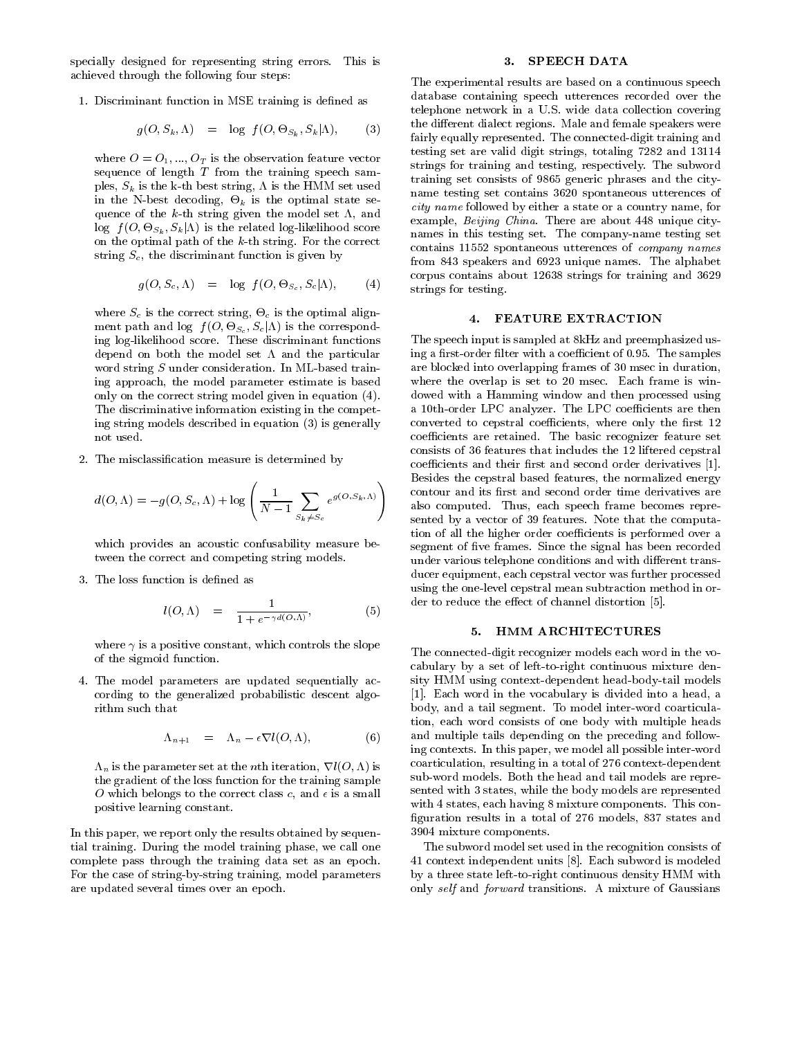specially designed for representing string errors. This is achieved through the following four steps:

1. Discriminant function in MSE training is defined as

$$g(O, S_k, \Lambda) \quad = \quad \log \ f(O, \Theta_{S_k}, S_k|\Lambda), \qquad (3)$$

where $O = O_1, ..., O_T$ is the observation feature vector sequence of length $T$ from the training speech samples, $S_k$ is the k-th best string, $\Lambda$ is the HMM set used in the N-best decoding, $\Theta_k$ is the optimal state sequence of the $k$-th string given the model set $\Lambda$, and $\log \ f(O, \Theta_{S_k}, S_k|\Lambda)$ is the related log-likelihood score on the optimal path of the $k$-th string. For the correct string $S_c$, the discriminant function is given by

$$g(O, S_c, \Lambda) \quad = \quad \log \ f(O, \Theta_{S_c}, S_c|\Lambda), \qquad (4)$$

where $S_c$ is the correct string, $\Theta_c$ is the optimal alignment path and $\log \ f(O, \Theta_{S_c}, S_c|\Lambda)$ is the corresponding log-likelihood score. These discriminant functions depend on both the model set $\Lambda$ and the particular word string $S$ under consideration. In ML-based training approach, the model parameter estimate is based only on the correct string model given in equation (4). The discriminative information existing in the competing string models described in equation (3) is generally not used.

2. The misclassification measure is determined by

$$d(O, \Lambda) = -g(O, S_c, \Lambda) + \log \left( \frac{1}{N-1} \sum_{S_k \neq S_c} e^{g(O, S_k, \Lambda)} \right)$$

which provides an acoustic confusability measure between the correct and competing string models.

3. The loss function is defined as

$$l(O, \Lambda) \quad = \quad \frac{1}{1 + e^{-\gamma d(O, \Lambda)}}, \qquad (5)$$

where $\gamma$ is a positive constant, which controls the slope of the sigmoid function.

4. The model parameters are updated sequentially according to the generalized probabilistic descent algorithm such that

$$\Lambda_{n+1} \quad = \quad \Lambda_n - \epsilon \nabla l(O, \Lambda), \qquad (6)$$

$\Lambda_n$ is the parameter set at the $n$th iteration, $\nabla l(O, \Lambda)$ is the gradient of the loss function for the training sample $O$ which belongs to the correct class $c$, and $\epsilon$ is a small positive learning constant.

In this paper, we report only the results obtained by sequential training. During the model training phase, we call one complete pass through the training data set as an epoch. For the case of string-by-string training, model parameters are updated several times over an epoch.

## 3. SPEECH DATA

The experimental results are based on a continuous speech database containing speech utterences recorded over the telephone network in a U.S. wide data collection covering the different dialect regions. Male and female speakers were fairly equally represented. The connected-digit training and testing set are valid digit strings, totaling 7282 and 13114 strings for training and testing, respectively. The subword training set consists of 9865 generic phrases and the city-name testing set contains 3620 spontaneous utterences of *city name* followed by either a state or a country name, for example, *Beijing China*. There are about 448 unique city-names in this testing set. The company-name testing set contains 11552 spontaneous utterences of *company names* from 843 speakers and 6923 unique names. The alphabet corpus contains about 12638 strings for training and 3629 strings for testing.

## 4. FEATURE EXTRACTION

The speech input is sampled at 8kHz and preemphasized using a first-order filter with a coefficient of 0.95. The samples are blocked into overlapping frames of 30 msec in duration, where the overlap is set to 20 msec. Each frame is windowed with a Hamming window and then processed using a 10th-order LPC analyzer. The LPC coefficients are then converted to cepstral coefficients, where only the first 12 coefficients are retained. The basic recognizer feature set consists of 36 features that includes the 12 liftered cepstral coefficients and their first and second order derivatives [1]. Besides the cepstral based features, the normalized energy contour and its first and second order time derivatives are also computed. Thus, each speech frame becomes represented by a vector of 39 features. Note that the computation of all the higher order coefficients is performed over a segment of five frames. Since the signal has been recorded under various telephone conditions and with different transducer equipment, each cepstral vector was further processed using the one-level cepstral mean subtraction method in order to reduce the effect of channel distortion [5].

## 5. HMM ARCHITECTURES

The connected-digit recognizer models each word in the vocabulary by a set of left-to-right continuous mixture density HMM using context-dependent head-body-tail models [1]. Each word in the vocabulary is divided into a head, a body, and a tail segment. To model inter-word coarticulation, each word consists of one body with multiple heads and multiple tails depending on the preceding and following contexts. In this paper, we model all possible inter-word coarticulation, resulting in a total of 276 context-dependent sub-word models. Both the head and tail models are represented with 3 states, while the body models are represented with 4 states, each having 8 mixture components. This configuration results in a total of 276 models, 837 states and 3904 mixture components.

The subword model set used in the recognition consists of 41 context independent units [8]. Each subword is modeled by a three state left-to-right continuous density HMM with only *self* and *forward* transitions. A mixture of Gaussians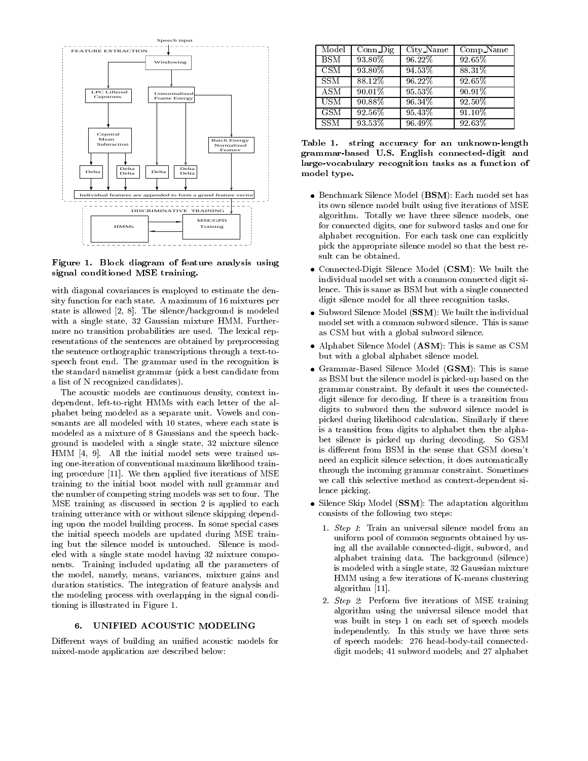**Figure 1. Block diagram of feature analysis using signal conditioned MSE training.**

with diagonal covariances is employed to estimate the density function for each state. A maximum of 16 mixtures per state is allowed [2, 8]. The silence/background is modeled with a single state, 32 Gaussian mixture HMM. Furthermore no transition probabilities are used. The lexical representations of the sentences are obtained by preprocessing the sentence orthographic transcriptions through a text-to-speech front end. The grammar used in the recognition is the standard namelist grammar (pick a best candidate from a list of N recognized candidates).

The acoustic models are continuous density, context independent, left-to-right HMMs with each letter of the alphabet being modeled as a separate unit. Vowels and consonants are all modeled with 10 states, where each state is modeled as a mixture of 8 Gaussians and the speech background is modeled with a single state, 32 mixture silence HMM [4, 9]. All the initial model sets were trained using one-iteration of conventional maximum likelihood training procedure [11]. We then applied five iterations of MSE training to the initial boot model with null grammar and the number of competing string models was set to four. The MSE training as discussed in section 2 is applied to each training utterance with or without silence skipping depending upon the model building process. In some special cases the initial speech models are updated during MSE training but the silence model is untouched. Silence is modeled with a single state model having 32 mixture components. Training included updating all the parameters of the model, namely, means, variances, mixture gains and duration statistics. The integration of feature analysis and the modeling process with overlapping in the signal conditioning is illustrated in Figure 1.

## 6. UNIFIED ACOUSTIC MODELING

Different ways of building an unified acoustic models for mixed-mode application are described below:

| Model | Conn_Dig | City_Name | Comp_Name |
|---|---|---|---|
| BSM | 93.80% | 96.22% | 92.65% |
| CSM | 93.80% | 94.53% | 88.31% |
| SSM | 88.12% | 96.22% | 92.65% |
| ASM | 90.01% | 95.53% | 90.91% |
| USM | 90.88% | 96.34% | 92.50% |
| GSM | 92.56% | 95.43% | 91.10% |
| SSM | 93.53% | 96.49% | 92.63% |

**Table 1. string accuracy for an unknown-length grammar-based U.S. English connected-digit and large-vocabulary recognition tasks as a function of model type.**

- Benchmark Silence Model (**BSM**): Each model set has its own silence model built using five iterations of MSE algorithm. Totally we have three silence models, one for connected digits, one for subword tasks and one for alphabet recognition. For each task one can explicitly pick the appropriate silence model so that the best result can be obtained.
- Connected-Digit Silence Model (**CSM**): We built the individual model set with a common connected digit silence. This is same as BSM but with a single connected digit silence model for all three recognition tasks.
- Subword Silence Model (**SSM**): We built the individual model set with a common subword silence. This is same as CSM but with a global subword silence.
- Alphabet Silence Model (**ASM**): This is same as CSM but with a global alphabet silence model.
- Grammar-Based Silence Model (**GSM**): This is same as BSM but the silence model is picked-up based on the grammar constraint. By default it uses the connected-digit silence for decoding. If there is a transition from digits to subword then the subword silence model is picked during likelihood calculation. Similarly if there is a transition from digits to alphabet then the alphabet silence is picked up during decoding. So GSM is different from BSM in the sense that GSM doesn't need an explicit silence selection, it does automatically through the incoming grammar constraint. Sometimes we call this selective method as context-dependent silence picking.
- Silence Skip Model (**SSM**): The adaptation algorithm consists of the following two steps:
  1. *Step 1*: Train an universal silence model from an uniform pool of common segments obtained by using all the available connected-digit, subword, and alphabet training data. The background (silence) is modeled with a single state, 32 Gaussian mixture HMM using a few iterations of K-means clustering algorithm [11].
  2. *Step 2*: Perform five iterations of MSE training algorithm using the universal silence model that was built in step 1 on each set of speech models independently. In this study we have three sets of speech models: 276 head-body-tail connected-digit models; 41 subword models; and 27 alphabet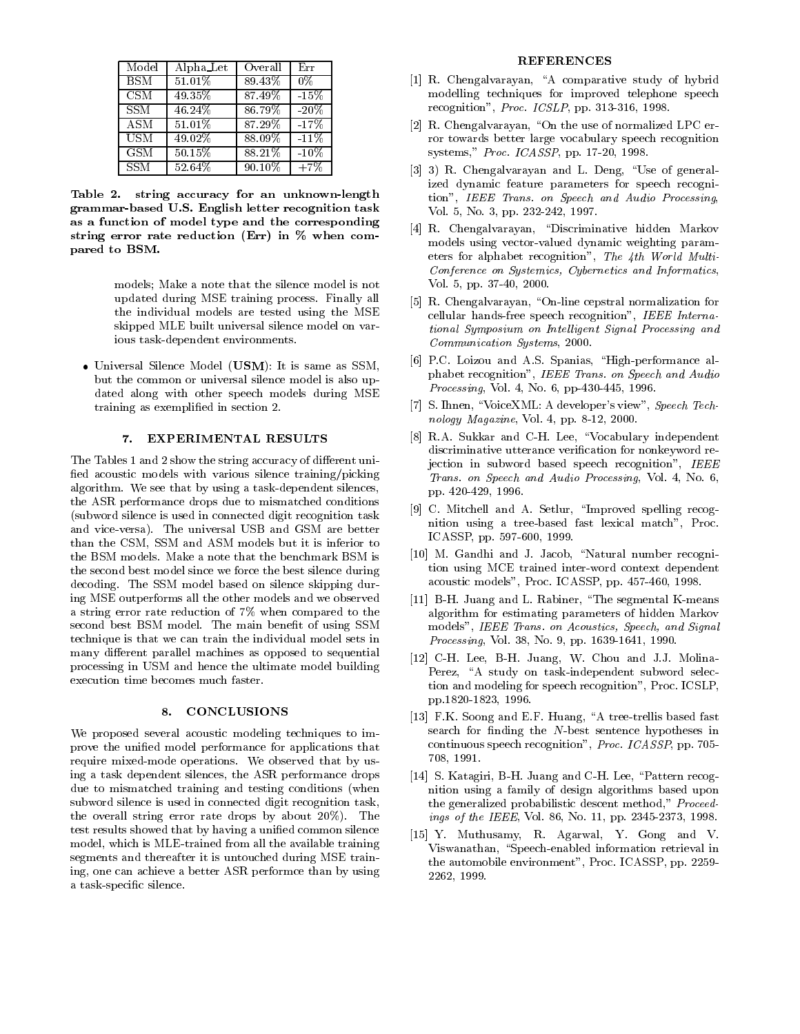| Model | Alpha_Let | Overall | Err |
|---|---|---|---|
| BSM | 51.01% | 89.43% | 0% |
| CSM | 49.35% | 87.49% | -15% |
| SSM | 46.24% | 86.79% | -20% |
| ASM | 51.01% | 87.29% | -17% |
| USM | 49.02% | 88.09% | -11% |
| GSM | 50.15% | 88.21% | -10% |
| SSM | 52.64% | 90.10% | +7% |

**Table 2. string accuracy for an unknown-length grammar-based U.S. English letter recognition task as a function of model type and the corresponding string error rate reduction (Err) in % when compared to BSM.**

models; Make a note that the silence model is not updated during MSE training process. Finally all the individual models are tested using the MSE skipped MLE built universal silence model on various task-dependent environments.

- Universal Silence Model (**USM**): It is same as SSM, but the common or universal silence model is also updated along with other speech models during MSE training as exemplified in section 2.

## 7. EXPERIMENTAL RESULTS

The Tables 1 and 2 show the string accuracy of different unified acoustic models with various silence training/picking algorithm. We see that by using a task-dependent silences, the ASR performance drops due to mismatched conditions (subword silence is used in connected digit recognition task and vice-versa). The universal USB and GSM are better than the CSM, SSM and ASM models but it is inferior to the BSM models. Make a note that the benchmark BSM is the second best model since we force the best silence during decoding. The SSM model based on silence skipping during MSE outperforms all the other models and we observed a string error rate reduction of 7% when compared to the second best BSM model. The main benefit of using SSM technique is that we can train the individual model sets in many different parallel machines as opposed to sequential processing in USM and hence the ultimate model building execution time becomes much faster.

## 8. CONCLUSIONS

We proposed several acoustic modeling techniques to improve the unified model performance for applications that require mixed-mode operations. We observed that by using a task dependent silences, the ASR performance drops due to mismatched training and testing conditions (when subword silence is used in connected digit recognition task, the overall string error rate drops by about 20%). The test results showed that by having a unified common silence model, which is MLE-trained from all the available training segments and thereafter it is untouched during MSE training, one can achieve a better ASR performce than by using a task-specific silence.

## REFERENCES

[1] R. Chengalvarayan, "A comparative study of hybrid modelling techniques for improved telephone speech recognition", *Proc. ICSLP*, pp. 313-316, 1998.

[2] R. Chengalvarayan, "On the use of normalized LPC error towards better large vocabulary speech recognition systems," *Proc. ICASSP*, pp. 17-20, 1998.

[3] 3) R. Chengalvarayan and L. Deng, "Use of generalized dynamic feature parameters for speech recognition", *IEEE Trans. on Speech and Audio Processing*, Vol. 5, No. 3, pp. 232-242, 1997.

[4] R. Chengalvarayan, "Discriminative hidden Markov models using vector-valued dynamic weighting parameters for alphabet recognition", *The 4th World Multi-Conference on Systemics, Cybernetics and Informatics*, Vol. 5, pp. 37-40, 2000.

[5] R. Chengalvarayan, "On-line cepstral normalization for cellular hands-free speech recognition", *IEEE International Symposium on Intelligent Signal Processing and Communication Systems*, 2000.

[6] P.C. Loizou and A.S. Spanias, "High-performance alphabet recognition", *IEEE Trans. on Speech and Audio Processing*, Vol. 4, No. 6, pp-430-445, 1996.

[7] S. Ihnen, "VoiceXML: A developer's view", *Speech Technology Magazine*, Vol. 4, pp. 8-12, 2000.

[8] R.A. Sukkar and C-H. Lee, "Vocabulary independent discriminative utterance verification for nonkeyword rejection in subword based speech recognition", *IEEE Trans. on Speech and Audio Processing*, Vol. 4, No. 6, pp. 420-429, 1996.

[9] C. Mitchell and A. Setlur, "Improved spelling recognition using a tree-based fast lexical match", Proc. ICASSP, pp. 597-600, 1999.

[10] M. Gandhi and J. Jacob, "Natural number recognition using MCE trained inter-word context dependent acoustic models", Proc. ICASSP, pp. 457-460, 1998.

[11] B-H. Juang and L. Rabiner, "The segmental K-means algorithm for estimating parameters of hidden Markov models", *IEEE Trans. on Acoustics, Speech, and Signal Processing*, Vol. 38, No. 9, pp. 1639-1641, 1990.

[12] C-H. Lee, B-H. Juang, W. Chou and J.J. Molina-Perez, "A study on task-independent subword selection and modeling for speech recognition", Proc. ICSLP, pp.1820-1823, 1996.

[13] F.K. Soong and E.F. Huang, "A tree-trellis based fast search for finding the *N*-best sentence hypotheses in continuous speech recognition", *Proc. ICASSP*, pp. 705-708, 1991.

[14] S. Katagiri, B-H. Juang and C-H. Lee, "Pattern recognition using a family of design algorithms based upon the generalized probabilistic descent method," *Proceedings of the IEEE*, Vol. 86, No. 11, pp. 2345-2373, 1998.

[15] Y. Muthusamy, R. Agarwal, Y. Gong and V. Viswanathan, "Speech-enabled information retrieval in the automobile environment", Proc. ICASSP, pp. 2259-2262, 1999.